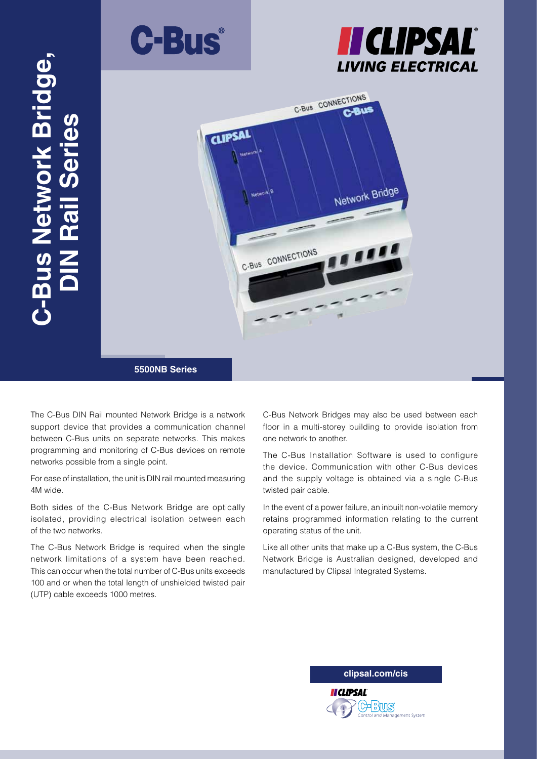# C-Bus Network Bridge, DIN Rail Series

C-Bus®

CLIPSAL® LIVING ELECTRICAL

**5500NB Series**

The C-Bus DIN Rail mounted Network Bridge is a network support device that provides a communication channel between C-Bus units on separate networks. This makes programming and monitoring of C-Bus devices on remote networks possible from a single point.

For ease of installation, the unit is DIN rail mounted measuring 4M wide.

Both sides of the C-Bus Network Bridge are optically isolated, providing electrical isolation between each of the two networks.

The C-Bus Network Bridge is required when the single network limitations of a system have been reached. This can occur when the total number of C-Bus units exceeds 100 and or when the total length of unshielded twisted pair (UTP) cable exceeds 1000 metres.

C-Bus Network Bridges may also be used between each floor in a multi-storey building to provide isolation from one network to another.

The C-Bus Installation Software is used to configure the device. Communication with other C-Bus devices and the supply voltage is obtained via a single C-Bus twisted pair cable.

In the event of a power failure, an inbuilt non-volatile memory retains programmed information relating to the current operating status of the unit.

Like all other units that make up a C-Bus system, the C-Bus Network Bridge is Australian designed, developed and manufactured by Clipsal Integrated Systems.

**clipsal.com/cis**

CLIPSAL C-Bus Control and Management System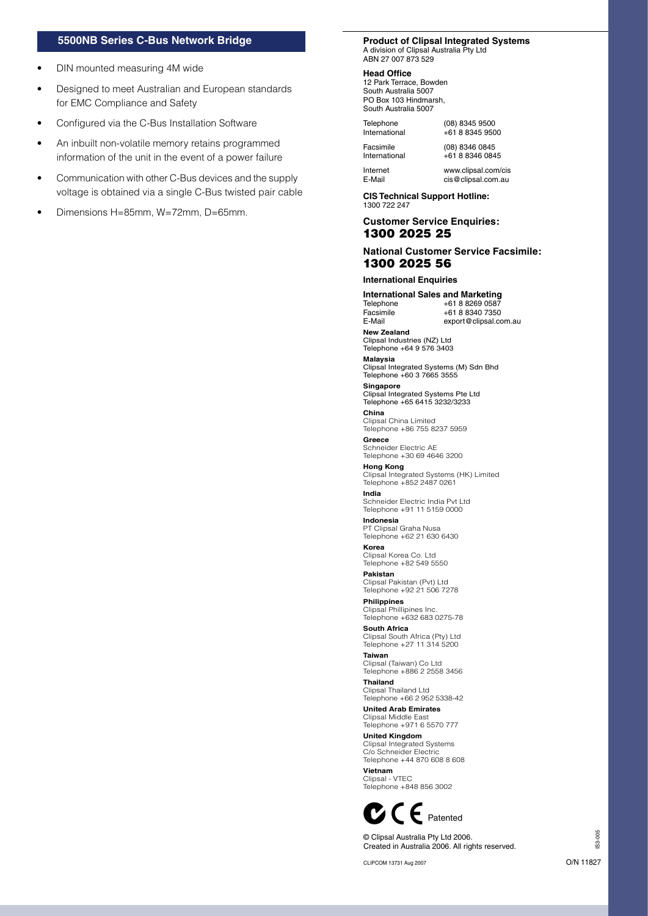## 5500NB Series C-Bus Network Bridge

- DIN mounted measuring 4M wide
- Designed to meet Australian and European standards for EMC Compliance and Safety
- Configured via the C-Bus Installation Software
- An inbuilt non-volatile memory retains programmed information of the unit in the event of a power failure
- Communication with other C-Bus devices and the supply voltage is obtained via a single C-Bus twisted pair cable
- Dimensions H=85mm, W=72mm, D=65mm.

**Product of Clipsal Integrated Systems**
A division of Clipsal Australia Pty Ltd
ABN 27 007 873 529

**Head Office**
12 Park Terrace, Bowden
South Australia 5007
PO Box 103 Hindmarsh,
South Australia 5007

| | |
|---|---|
| Telephone | (08) 8345 9500 |
| International | +61 8 8345 9500 |
| Facsimile | (08) 8346 0845 |
| International | +61 8 8346 0845 |
| Internet | www.clipsal.com/cis |
| E-Mail | cis@clipsal.com.au |

**CIS Technical Support Hotline:**
1300 722 247

**Customer Service Enquiries:**
**1300 2025 25**

**National Customer Service Facsimile:**
**1300 2025 56**

**International Enquiries**

**International Sales and Marketing**

| | |
|---|---|
| Telephone | +61 8 8269 0587 |
| Facsimile | +61 8 8340 7350 |
| E-Mail | export@clipsal.com.au |

**New Zealand**
Clipsal Industries (NZ) Ltd
Telephone +64 9 576 3403

**Malaysia**
Clipsal Integrated Systems (M) Sdn Bhd
Telephone +60 3 7665 3555

**Singapore**
Clipsal Integrated Systems Pte Ltd
Telephone +65 6415 3232/3233

**China**
Clipsal China Limited
Telephone +86 755 8237 5959

**Greece**
Schneider Electric AE
Telephone +30 69 4646 3200

**Hong Kong**
Clipsal Integrated Systems (HK) Limited
Telephone +852 2487 0261

**India**
Schneider Electric India Pvt Ltd
Telephone +91 11 5159 0000

**Indonesia**
PT Clipsal Graha Nusa
Telephone +62 21 630 6430

**Korea**
Clipsal Korea Co. Ltd
Telephone +82 549 5550

**Pakistan**
Clipsal Pakistan (Pvt) Ltd
Telephone +92 21 506 7278

**Philippines**
Clipsal Phillipines Inc.
Telephone +632 683 0275-78

**South Africa**
Clipsal South Africa (Pty) Ltd
Telephone +27 11 314 5200

**Taiwan**
Clipsal (Taiwan) Co Ltd
Telephone +886 2 2558 3456

**Thailand**
Clipsal Thailand Ltd
Telephone +66 2 952 5338-42

**United Arab Emirates**
Clipsal Middle East
Telephone +971 6 5570 777

**United Kingdom**
Clipsal Integrated Systems
C/o Schneider Electric
Telephone +44 870 608 8 608

**Vietnam**
Clipsal - VTEC
Telephone +848 856 3002

Patented

© Clipsal Australia Pty Ltd 2006.
Created in Australia 2006. All rights reserved.

CLIPCOM 13731 Aug 2007

IS3-005

O/N 11827